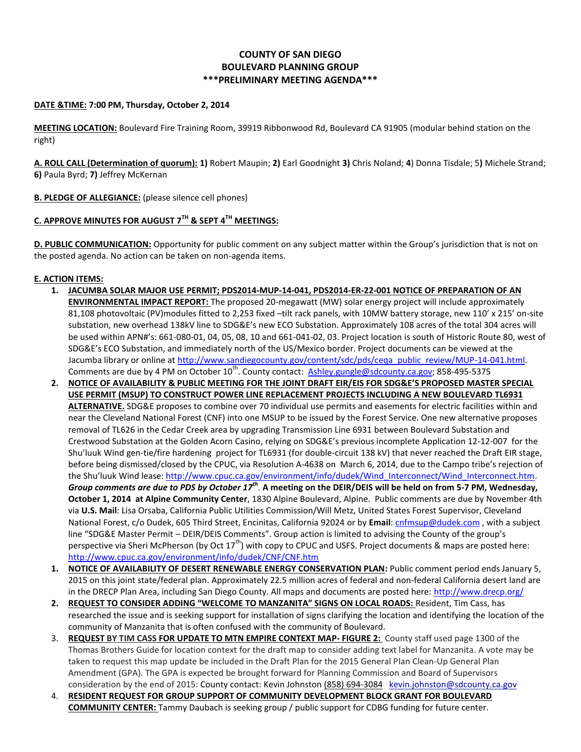# COUNTY OF SAN DIEGO
# BOULEVARD PLANNING GROUP
# \*\*\*PRELIMINARY MEETING AGENDA\*\*\*

**DATE &TIME: 7:00 PM, Thursday, October 2, 2014**

**MEETING LOCATION:** Boulevard Fire Training Room, 39919 Ribbonwood Rd, Boulevard CA 91905 (modular behind station on the right)

**A. ROLL CALL (Determination of quorum): 1)** Robert Maupin; **2)** Earl Goodnight **3)** Chris Noland; **4**) Donna Tisdale; 5**)** Michele Strand; **6)** Paula Byrd; **7)** Jeffrey McKernan

**B. PLEDGE OF ALLEGIANCE:** (please silence cell phones)

**C. APPROVE MINUTES FOR AUGUST 7TH & SEPT 4TH MEETINGS:**

**D. PUBLIC COMMUNICATION:** Opportunity for public comment on any subject matter within the Group's jurisdiction that is not on the posted agenda. No action can be taken on non-agenda items.

**E. ACTION ITEMS:**

1. **JACUMBA SOLAR MAJOR USE PERMIT; PDS2014-MUP-14-041, PDS2014-ER-22-001 NOTICE OF PREPARATION OF AN ENVIRONMENTAL IMPACT REPORT:** The proposed 20-megawatt (MW) solar energy project will include approximately 81,108 photovoltaic (PV)modules fitted to 2,253 fixed –tilt rack panels, with 10MW battery storage, new 110' x 215' on-site substation, new overhead 138kV line to SDG&E's new ECO Substation. Approximately 108 acres of the total 304 acres will be used within APN#'s: 661-080-01, 04, 05, 08, 10 and 661-041-02, 03. Project location is south of Historic Route 80, west of SDG&E's ECO Substation, and immediately north of the US/Mexico border. Project documents can be viewed at the Jacumba library or online at http://www.sandiegocounty.gov/content/sdc/pds/ceqa_public_review/MUP-14-041.html. Comments are due by 4 PM on October 10th. County contact: Ashley.gungle@sdcounty.ca.gov; 858-495-5375
2. **NOTICE OF AVAILABILITY & PUBLIC MEETING FOR THE JOINT DRAFT EIR/EIS FOR SDG&E'S PROPOSED MASTER SPECIAL USE PERMIT (MSUP) TO CONSTRUCT POWER LINE REPLACEMENT PROJECTS INCLUDING A NEW BOULEVARD TL6931 ALTERNATIVE.** SDG&E proposes to combine over 70 individual use permits and easements for electric facilities within and near the Cleveland National Forest (CNF) into one MSUP to be issued by the Forest Service. One new alternative proposes removal of TL626 in the Cedar Creek area by upgrading Transmission Line 6931 between Boulevard Substation and Crestwood Substation at the Golden Acorn Casino, relying on SDG&E's previous incomplete Application 12-12-007 for the Shu'luuk Wind gen-tie/fire hardening project for TL6931 (for double-circuit 138 kV) that never reached the Draft EIR stage, before being dismissed/closed by the CPUC, via Resolution A-4638 on March 6, 2014, due to the Campo tribe's rejection of the Shu'luuk Wind lease: http://www.cpuc.ca.gov/environment/info/dudek/Wind_Interconnect/Wind_Interconnect.htm. ***Group comments are due to PDS by October 17th*. A meeting on the DEIR/DEIS will be held on from 5-7 PM, Wednesday, October 1, 2014 at Alpine Community Center**, 1830 Alpine Boulevard, Alpine. Public comments are due by November 4th via **U.S. Mail**: Lisa Orsaba, California Public Utilities Commission/Will Metz, United States Forest Supervisor, Cleveland National Forest, c/o Dudek, 605 Third Street, Encinitas, California 92024 or by **Email**: cnfmsup@dudek.com , with a subject line "SDG&E Master Permit – DEIR/DEIS Comments". Group action is limited to advising the County of the group's perspective via Sheri McPherson (by Oct 17th) with copy to CPUC and USFS. Project documents & maps are posted here: http://www.cpuc.ca.gov/environment/info/dudek/CNF/CNF.htm

1. **NOTICE OF AVAILABILITY OF DESERT RENEWABLE ENERGY CONSERVATION PLAN:** Public comment period ends January 5, 2015 on this joint state/federal plan. Approximately 22.5 million acres of federal and non-federal California desert land are in the DRECP Plan Area, including San Diego County. All maps and documents are posted here: http://www.drecp.org/
2. **REQUEST TO CONSIDER ADDING "WELCOME TO MANZANITA" SIGNS ON LOCAL ROADS:** Resident, Tim Cass, has researched the issue and is seeking support for installation of signs clarifying the location and identifying the location of the community of Manzanita that is often confused with the community of Boulevard.
3. **REQUEST BY TIM CASS FOR UPDATE TO MTN EMPIRE CONTEXT MAP- FIGURE 2:** County staff used page 1300 of the Thomas Brothers Guide for location context for the draft map to consider adding text label for Manzanita. A vote may be taken to request this map update be included in the Draft Plan for the 2015 General Plan Clean-Up General Plan Amendment (GPA). The GPA is expected be brought forward for Planning Commission and Board of Supervisors consideration by the end of 2015: County contact: Kevin Johnston (858) 694-3084 kevin.johnston@sdcounty.ca.gov
4. **RESIDENT REQUEST FOR GROUP SUPPORT OF COMMUNITY DEVELOPMENT BLOCK GRANT FOR BOULEVARD COMMUNITY CENTER:** Tammy Daubach is seeking group / public support for CDBG funding for future center.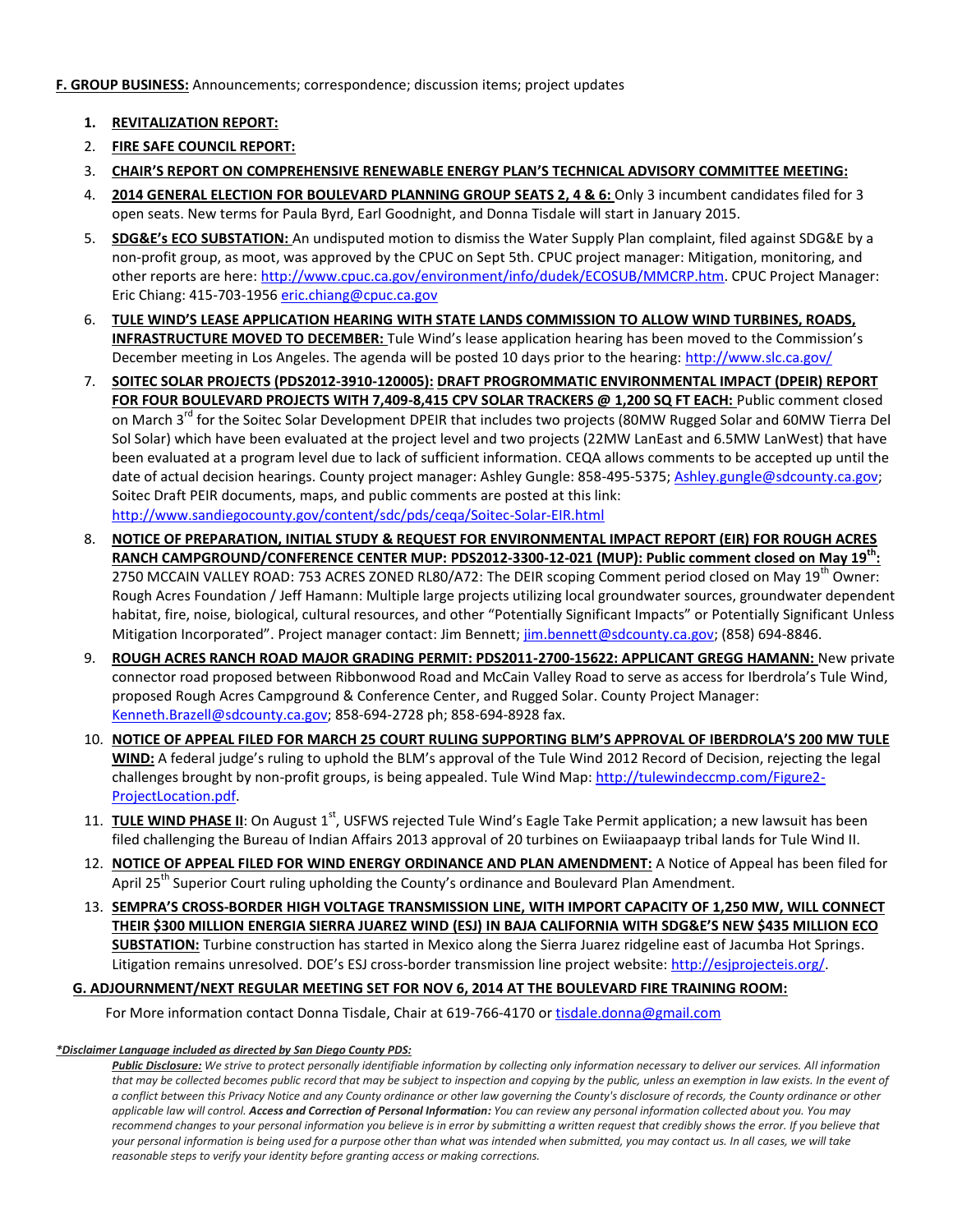**F. GROUP BUSINESS:** Announcements; correspondence; discussion items; project updates

1. **REVITALIZATION REPORT:**
2. **FIRE SAFE COUNCIL REPORT:**
3. **CHAIR'S REPORT ON COMPREHENSIVE RENEWABLE ENERGY PLAN'S TECHNICAL ADVISORY COMMITTEE MEETING:**
4. **2014 GENERAL ELECTION FOR BOULEVARD PLANNING GROUP SEATS 2, 4 & 6:** Only 3 incumbent candidates filed for 3 open seats. New terms for Paula Byrd, Earl Goodnight, and Donna Tisdale will start in January 2015.
5. **SDG&E's ECO SUBSTATION:** An undisputed motion to dismiss the Water Supply Plan complaint, filed against SDG&E by a non-profit group, as moot, was approved by the CPUC on Sept 5th. CPUC project manager: Mitigation, monitoring, and other reports are here: http://www.cpuc.ca.gov/environment/info/dudek/ECOSUB/MMCRP.htm. CPUC Project Manager: Eric Chiang: 415-703-1956 eric.chiang@cpuc.ca.gov
6. **TULE WIND'S LEASE APPLICATION HEARING WITH STATE LANDS COMMISSION TO ALLOW WIND TURBINES, ROADS, INFRASTRUCTURE MOVED TO DECEMBER:** Tule Wind's lease application hearing has been moved to the Commission's December meeting in Los Angeles. The agenda will be posted 10 days prior to the hearing: http://www.slc.ca.gov/
7. **SOITEC SOLAR PROJECTS (PDS2012-3910-120005): DRAFT PROGROMMATIC ENVIRONMENTAL IMPACT (DPEIR) REPORT FOR FOUR BOULEVARD PROJECTS WITH 7,409-8,415 CPV SOLAR TRACKERS @ 1,200 SQ FT EACH:** Public comment closed on March 3rd for the Soitec Solar Development DPEIR that includes two projects (80MW Rugged Solar and 60MW Tierra Del Sol Solar) which have been evaluated at the project level and two projects (22MW LanEast and 6.5MW LanWest) that have been evaluated at a program level due to lack of sufficient information. CEQA allows comments to be accepted up until the date of actual decision hearings. County project manager: Ashley Gungle: 858-495-5375; Ashley.gungle@sdcounty.ca.gov; Soitec Draft PEIR documents, maps, and public comments are posted at this link: http://www.sandiegocounty.gov/content/sdc/pds/ceqa/Soitec-Solar-EIR.html
8. **NOTICE OF PREPARATION, INITIAL STUDY & REQUEST FOR ENVIRONMENTAL IMPACT REPORT (EIR) FOR ROUGH ACRES RANCH CAMPGROUND/CONFERENCE CENTER MUP: PDS2012-3300-12-021 (MUP): Public comment closed on May 19th:** 2750 MCCAIN VALLEY ROAD: 753 ACRES ZONED RL80/A72: The DEIR scoping Comment period closed on May 19th Owner: Rough Acres Foundation / Jeff Hamann: Multiple large projects utilizing local groundwater sources, groundwater dependent habitat, fire, noise, biological, cultural resources, and other "Potentially Significant Impacts" or Potentially Significant Unless Mitigation Incorporated". Project manager contact: Jim Bennett; jim.bennett@sdcounty.ca.gov; (858) 694-8846.
9. **ROUGH ACRES RANCH ROAD MAJOR GRADING PERMIT: PDS2011-2700-15622: APPLICANT GREGG HAMANN:** New private connector road proposed between Ribbonwood Road and McCain Valley Road to serve as access for Iberdrola's Tule Wind, proposed Rough Acres Campground & Conference Center, and Rugged Solar. County Project Manager: Kenneth.Brazell@sdcounty.ca.gov; 858-694-2728 ph; 858-694-8928 fax.
10. **NOTICE OF APPEAL FILED FOR MARCH 25 COURT RULING SUPPORTING BLM'S APPROVAL OF IBERDROLA'S 200 MW TULE WIND:** A federal judge's ruling to uphold the BLM's approval of the Tule Wind 2012 Record of Decision, rejecting the legal challenges brought by non-profit groups, is being appealed. Tule Wind Map: http://tulewindeccmp.com/Figure2-ProjectLocation.pdf.
11. **TULE WIND PHASE II**: On August 1st, USFWS rejected Tule Wind's Eagle Take Permit application; a new lawsuit has been filed challenging the Bureau of Indian Affairs 2013 approval of 20 turbines on Ewiiaapaayp tribal lands for Tule Wind II.
12. **NOTICE OF APPEAL FILED FOR WIND ENERGY ORDINANCE AND PLAN AMENDMENT:** A Notice of Appeal has been filed for April 25th Superior Court ruling upholding the County's ordinance and Boulevard Plan Amendment.
13. **SEMPRA'S CROSS-BORDER HIGH VOLTAGE TRANSMISSION LINE, WITH IMPORT CAPACITY OF 1,250 MW, WILL CONNECT THEIR $300 MILLION ENERGIA SIERRA JUAREZ WIND (ESJ) IN BAJA CALIFORNIA WITH SDG&E'S NEW $435 MILLION ECO SUBSTATION:** Turbine construction has started in Mexico along the Sierra Juarez ridgeline east of Jacumba Hot Springs. Litigation remains unresolved. DOE's ESJ cross-border transmission line project website: http://esjprojecteis.org/.

**G. ADJOURNMENT/NEXT REGULAR MEETING SET FOR NOV 6, 2014 AT THE BOULEVARD FIRE TRAINING ROOM:**

For More information contact Donna Tisdale, Chair at 619-766-4170 or tisdale.donna@gmail.com

***Disclaimer Language included as directed by San Diego County PDS:***

***Public Disclosure:*** *We strive to protect personally identifiable information by collecting only information necessary to deliver our services. All information that may be collected becomes public record that may be subject to inspection and copying by the public, unless an exemption in law exists. In the event of a conflict between this Privacy Notice and any County ordinance or other law governing the County's disclosure of records, the County ordinance or other applicable law will control.* ***Access and Correction of Personal Information:*** *You can review any personal information collected about you. You may recommend changes to your personal information you believe is in error by submitting a written request that credibly shows the error. If you believe that your personal information is being used for a purpose other than what was intended when submitted, you may contact us. In all cases, we will take reasonable steps to verify your identity before granting access or making corrections.*